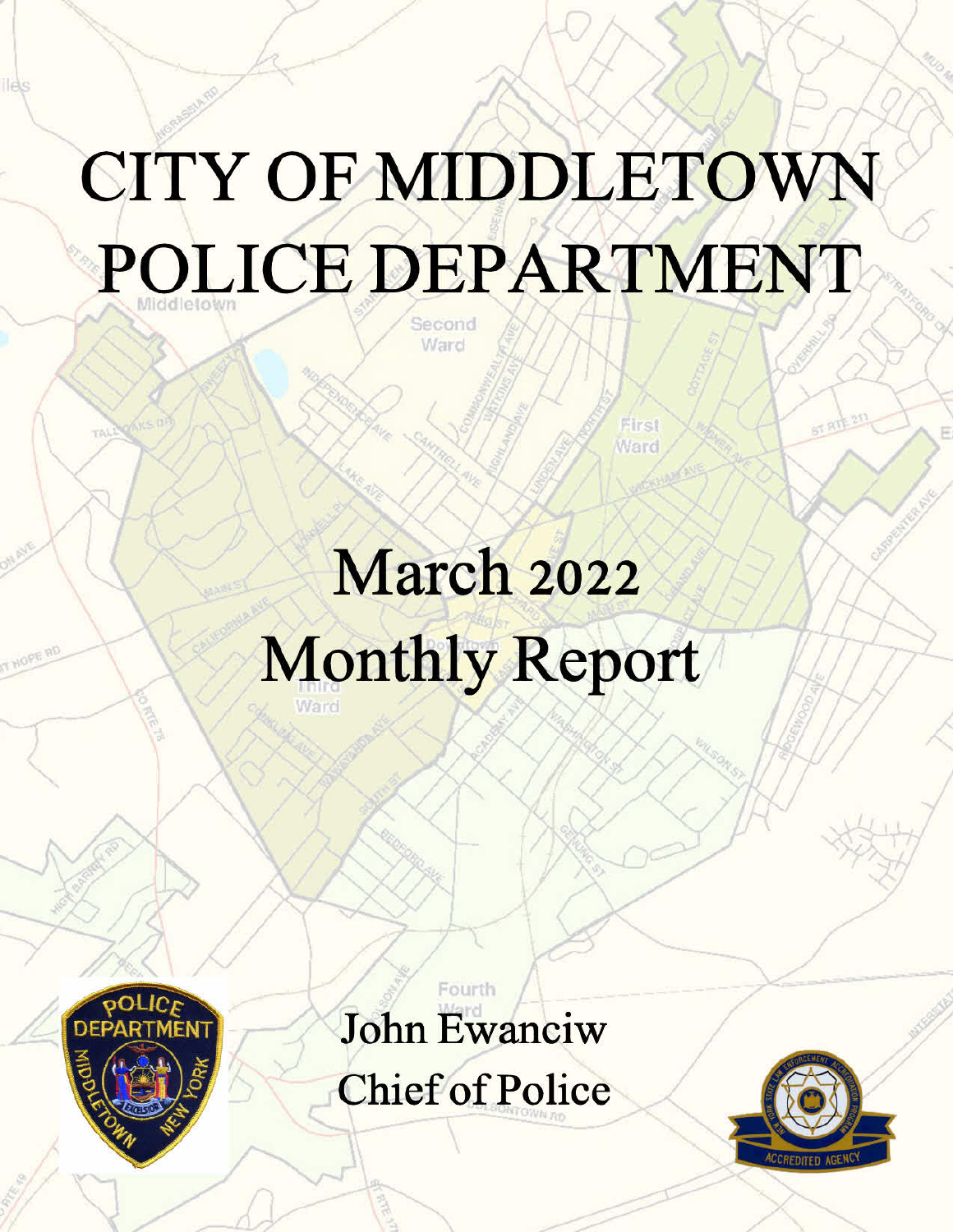# CITY OF MIDDLETOWN POLICE DEPARTMENT

## March 2022 Monthly Report

John Ewanciw
Chief of Police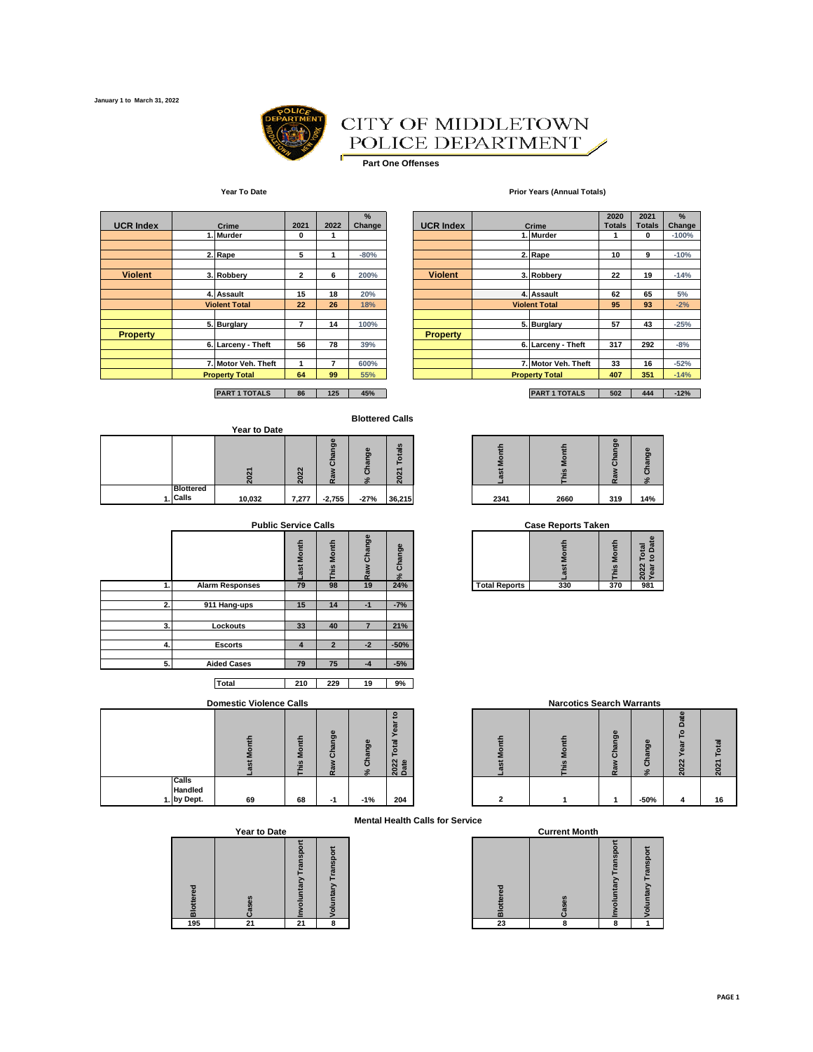January 1 to March 31, 2022

# CITY OF MIDDLETOWN POLICE DEPARTMENT

## Part One Offenses

### Year To Date

| UCR Index | Crime | 2021 | 2022 | % Change |
|---|---|---|---|---|
| Violent | 1. Murder | 0 | 1 | |
| | 2. Rape | 5 | 1 | -80% |
| | 3. Robbery | 2 | 6 | 200% |
| | 4. Assault | 15 | 18 | 20% |
| | Violent Total | 22 | 26 | 18% |
| Property | 5. Burglary | 7 | 14 | 100% |
| | 6. Larceny - Theft | 56 | 78 | 39% |
| | 7. Motor Veh. Theft | 1 | 7 | 600% |
| | Property Total | 64 | 99 | 55% |
| | PART 1 TOTALS | 86 | 125 | 45% |

### Prior Years (Annual Totals)

| UCR Index | Crime | 2020 Totals | 2021 Totals | % Change |
|---|---|---|---|---|
| Violent | 1. Murder | 1 | 0 | -100% |
| | 2. Rape | 10 | 9 | -10% |
| | 3. Robbery | 22 | 19 | -14% |
| | 4. Assault | 62 | 65 | 5% |
| | Violent Total | 95 | 93 | -2% |
| Property | 5. Burglary | 57 | 43 | -25% |
| | 6. Larceny - Theft | 317 | 292 | -8% |
| | 7. Motor Veh. Theft | 33 | 16 | -52% |
| | Property Total | 407 | 351 | -14% |
| | PART 1 TOTALS | 502 | 444 | -12% |

## Blottered Calls

### Year to Date

| | 2021 | 2022 | Raw Change | % Change | 2021 Totals |
|---|---|---|---|---|---|
| 1. Blottered Calls | 10,032 | 7,277 | -2,755 | -27% | 36,215 |

| Last Month | This Month | Raw Change | % Change |
|---|---|---|---|
| 2341 | 2660 | 319 | 14% |

## Public Service Calls

| | | Last Month | This Month | Raw Change | % Change |
|---|---|---|---|---|---|
| 1. | Alarm Responses | 79 | 98 | 19 | 24% |
| 2. | 911 Hang-ups | 15 | 14 | -1 | -7% |
| 3. | Lockouts | 33 | 40 | 7 | 21% |
| 4. | Escorts | 4 | 2 | -2 | -50% |
| 5. | Aided Cases | 79 | 75 | -4 | -5% |
| | Total | 210 | 229 | 19 | 9% |

## Case Reports Taken

| | Last Month | This Month | 2022 Total Year to Date |
|---|---|---|---|
| Total Reports | 330 | 370 | 981 |

## Domestic Violence Calls

| | Last Month | This Month | Raw Change | % Change | 2022 Total Year to Date |
|---|---|---|---|---|---|
| 1. Calls Handled by Dept. | 69 | 68 | -1 | -1% | 204 |

## Narcotics Search Warrants

| Last Month | This Month | Raw Change | % Change | 2022 Year To Date | 2021 Total |
|---|---|---|---|---|---|
| 2 | 1 | 1 | -50% | 4 | 16 |

## Mental Health Calls for Service

### Year to Date

| Blottered | Cases | Involuntary Transport | Voluntary Transport |
|---|---|---|---|
| 195 | 21 | 21 | 8 |

### Current Month

| Blottered | Cases | Involuntary Transport | Voluntary Transport |
|---|---|---|---|
| 23 | 8 | 8 | 1 |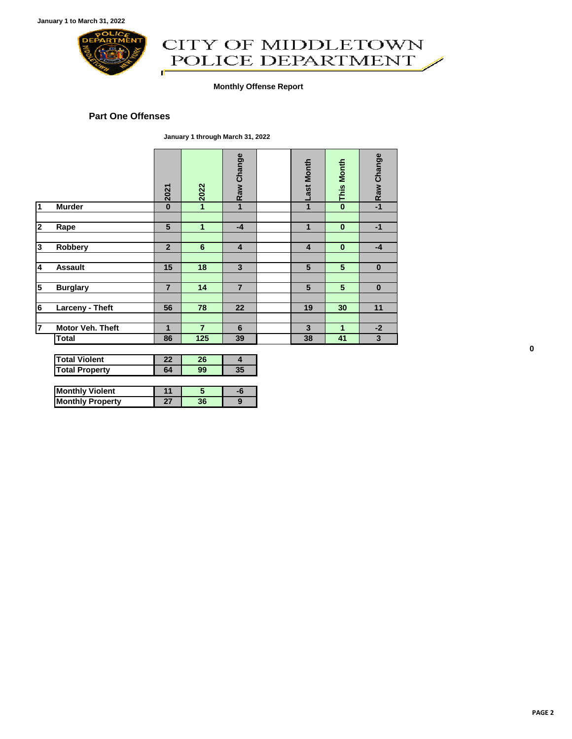January 1 to March 31, 2022

# CITY OF MIDDLETOWN POLICE DEPARTMENT

**Monthly Offense Report**

## Part One Offenses

**January 1 through March 31, 2022**

| | | 2021 | 2022 | Raw Change | | Last Month | This Month | Raw Change |
|---|---|---|---|---|---|---|---|---|
| 1 | Murder | 0 | 1 | 1 | | 1 | 0 | -1 |
| 2 | Rape | 5 | 1 | -4 | | 1 | 0 | -1 |
| 3 | Robbery | 2 | 6 | 4 | | 4 | 0 | -4 |
| 4 | Assault | 15 | 18 | 3 | | 5 | 5 | 0 |
| 5 | Burglary | 7 | 14 | 7 | | 5 | 5 | 0 |
| 6 | Larceny - Theft | 56 | 78 | 22 | | 19 | 30 | 11 |
| 7 | Motor Veh. Theft | 1 | 7 | 6 | | 3 | 1 | -2 |
| | Total | 86 | 125 | 39 | | 38 | 41 | 3 |

0

| | | | |
|---|---|---|---|
| Total Violent | 22 | 26 | 4 |
| Total Property | 64 | 99 | 35 |

| | | | |
|---|---|---|---|
| Monthly Violent | 11 | 5 | -6 |
| Monthly Property | 27 | 36 | 9 |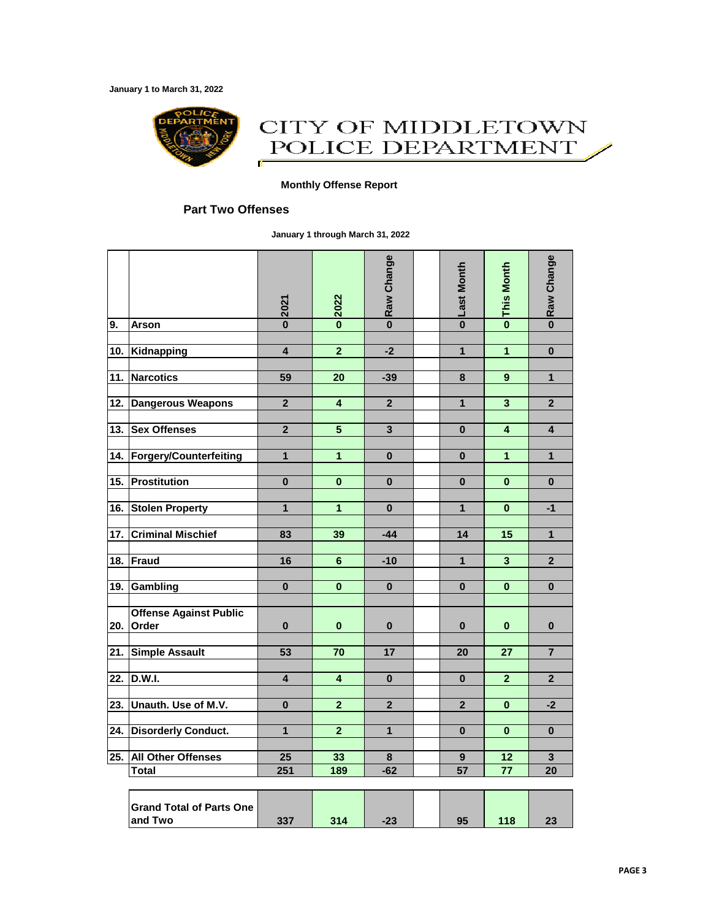January 1 to March 31, 2022

# CITY OF MIDDLETOWN POLICE DEPARTMENT

**Monthly Offense Report**

## Part Two Offenses

**January 1 through March 31, 2022**

| | | 2021 | 2022 | Raw Change | | Last Month | This Month | Raw Change |
|---|---|---|---|---|---|---|---|---|
| 9. | Arson | 0 | 0 | 0 | | 0 | 0 | 0 |
| 10. | Kidnapping | 4 | 2 | -2 | | 1 | 1 | 0 |
| 11. | Narcotics | 59 | 20 | -39 | | 8 | 9 | 1 |
| 12. | Dangerous Weapons | 2 | 4 | 2 | | 1 | 3 | 2 |
| 13. | Sex Offenses | 2 | 5 | 3 | | 0 | 4 | 4 |
| 14. | Forgery/Counterfeiting | 1 | 1 | 0 | | 0 | 1 | 1 |
| 15. | Prostitution | 0 | 0 | 0 | | 0 | 0 | 0 |
| 16. | Stolen Property | 1 | 1 | 0 | | 1 | 0 | -1 |
| 17. | Criminal Mischief | 83 | 39 | -44 | | 14 | 15 | 1 |
| 18. | Fraud | 16 | 6 | -10 | | 1 | 3 | 2 |
| 19. | Gambling | 0 | 0 | 0 | | 0 | 0 | 0 |
| 20. | Offense Against Public Order | 0 | 0 | 0 | | 0 | 0 | 0 |
| 21. | Simple Assault | 53 | 70 | 17 | | 20 | 27 | 7 |
| 22. | D.W.I. | 4 | 4 | 0 | | 0 | 2 | 2 |
| 23. | Unauth. Use of M.V. | 0 | 2 | 2 | | 2 | 0 | -2 |
| 24. | Disorderly Conduct. | 1 | 2 | 1 | | 0 | 0 | 0 |
| 25. | All Other Offenses | 25 | 33 | 8 | | 9 | 12 | 3 |
| | Total | 251 | 189 | -62 | | 57 | 77 | 20 |
| | Grand Total of Parts One and Two | 337 | 314 | -23 | | 95 | 118 | 23 |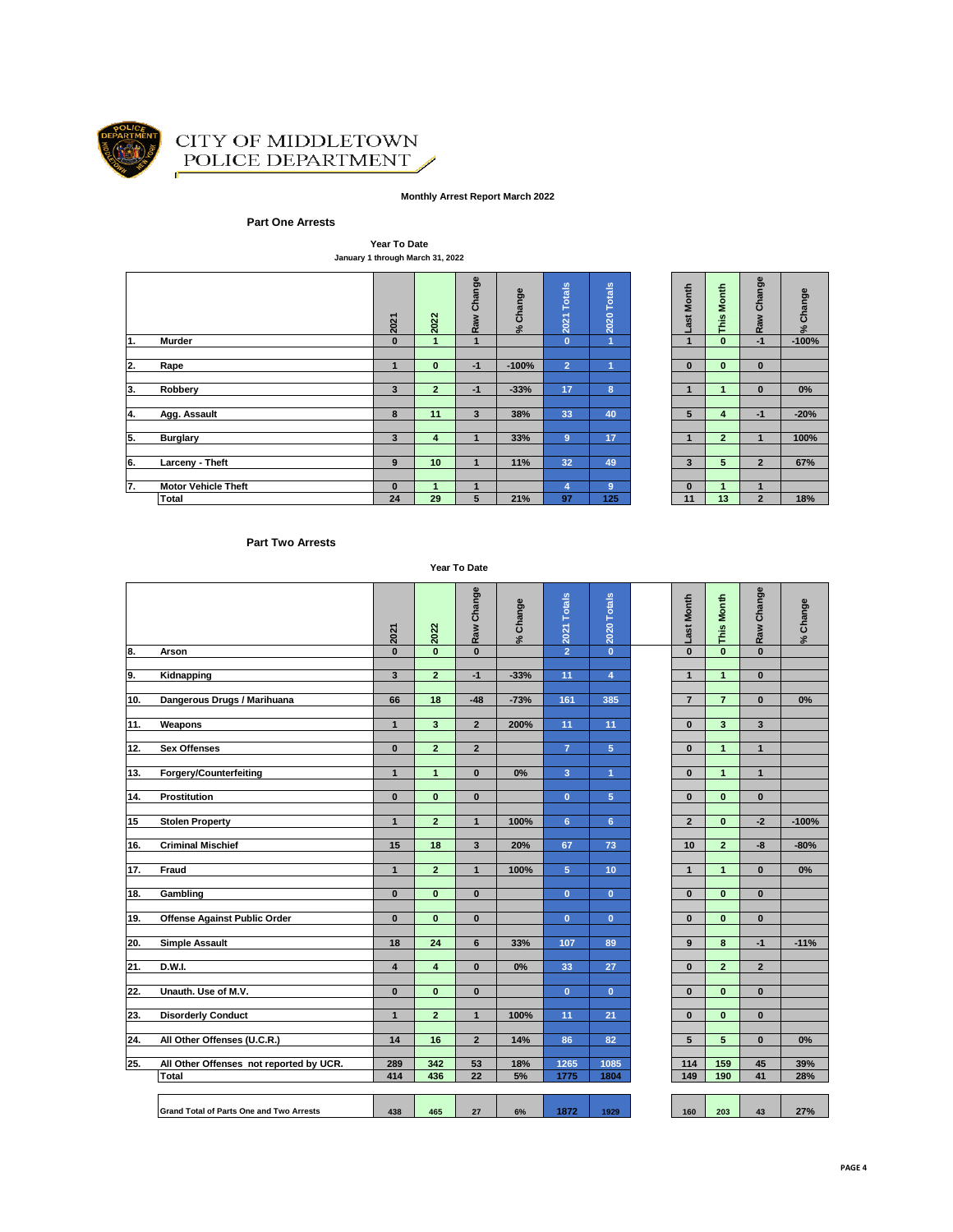CITY OF MIDDLETOWN
POLICE DEPARTMENT

**Monthly Arrest Report March 2022**

**Part One Arrests**

**Year To Date**
**January 1 through March 31, 2022**

| | | 2021 | 2022 | Raw Change | % Change | 2021 Totals | 2020 Totals | Last Month | This Month | Raw Change | % Change |
|---|---|---|---|---|---|---|---|---|---|---|---|
| 1. | Murder | 0 | 1 | 1 | | 0 | 1 | 1 | 0 | -1 | -100% |
| 2. | Rape | 1 | 0 | -1 | -100% | 2 | 1 | 0 | 0 | 0 | |
| 3. | Robbery | 3 | 2 | -1 | -33% | 17 | 8 | 1 | 1 | 0 | 0% |
| 4. | Agg. Assault | 8 | 11 | 3 | 38% | 33 | 40 | 5 | 4 | -1 | -20% |
| 5. | Burglary | 3 | 4 | 1 | 33% | 9 | 17 | 1 | 2 | 1 | 100% |
| 6. | Larceny - Theft | 9 | 10 | 1 | 11% | 32 | 49 | 3 | 5 | 2 | 67% |
| 7. | Motor Vehicle Theft | 0 | 1 | 1 | | 4 | 9 | 0 | 1 | 1 | |
| | Total | 24 | 29 | 5 | 21% | 97 | 125 | 11 | 13 | 2 | 18% |

**Part Two Arrests**

**Year To Date**

| | | 2021 | 2022 | Raw Change | % Change | 2021 Totals | 2020 Totals | Last Month | This Month | Raw Change | % Change |
|---|---|---|---|---|---|---|---|---|---|---|---|
| 8. | Arson | 0 | 0 | 0 | | 2 | 0 | 0 | 0 | 0 | |
| 9. | Kidnapping | 3 | 2 | -1 | -33% | 11 | 4 | 1 | 1 | 0 | |
| 10. | Dangerous Drugs / Marihuana | 66 | 18 | -48 | -73% | 161 | 385 | 7 | 7 | 0 | 0% |
| 11. | Weapons | 1 | 3 | 2 | 200% | 11 | 11 | 0 | 3 | 3 | |
| 12. | Sex Offenses | 0 | 2 | 2 | | 7 | 5 | 0 | 1 | 1 | |
| 13. | Forgery/Counterfeiting | 1 | 1 | 0 | 0% | 3 | 1 | 0 | 1 | 1 | |
| 14. | Prostitution | 0 | 0 | 0 | | 0 | 5 | 0 | 0 | 0 | |
| 15 | Stolen Property | 1 | 2 | 1 | 100% | 6 | 6 | 2 | 0 | -2 | -100% |
| 16. | Criminal Mischief | 15 | 18 | 3 | 20% | 67 | 73 | 10 | 2 | -8 | -80% |
| 17. | Fraud | 1 | 2 | 1 | 100% | 5 | 10 | 1 | 1 | 0 | 0% |
| 18. | Gambling | 0 | 0 | 0 | | 0 | 0 | 0 | 0 | 0 | |
| 19. | Offense Against Public Order | 0 | 0 | 0 | | 0 | 0 | 0 | 0 | 0 | |
| 20. | Simple Assault | 18 | 24 | 6 | 33% | 107 | 89 | 9 | 8 | -1 | -11% |
| 21. | D.W.I. | 4 | 4 | 0 | 0% | 33 | 27 | 0 | 2 | 2 | |
| 22. | Unauth. Use of M.V. | 0 | 0 | 0 | | 0 | 0 | 0 | 0 | 0 | |
| 23. | Disorderly Conduct | 1 | 2 | 1 | 100% | 11 | 21 | 0 | 0 | 0 | |
| 24. | All Other Offenses (U.C.R.) | 14 | 16 | 2 | 14% | 86 | 82 | 5 | 5 | 0 | 0% |
| 25. | All Other Offenses not reported by UCR. | 289 | 342 | 53 | 18% | 1265 | 1085 | 114 | 159 | 45 | 39% |
| | Total | 414 | 436 | 22 | 5% | 1775 | 1804 | 149 | 190 | 41 | 28% |
| | Grand Total of Parts One and Two Arrests | 438 | 465 | 27 | 6% | 1872 | 1929 | 160 | 203 | 43 | 27% |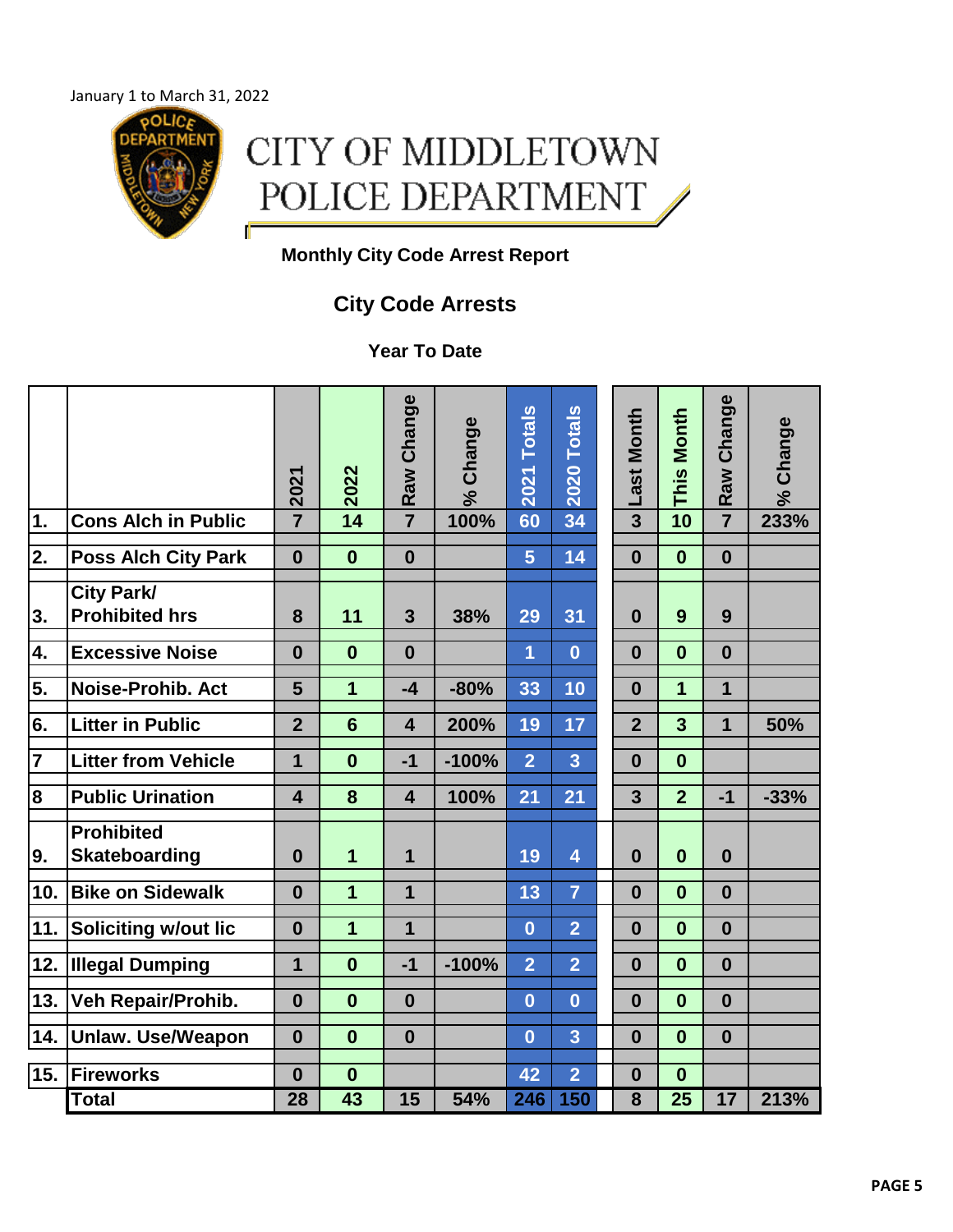January 1 to March 31, 2022

# CITY OF MIDDLETOWN POLICE DEPARTMENT

**Monthly City Code Arrest Report**

## City Code Arrests

**Year To Date**

| | | 2021 | 2022 | Raw Change | % Change | 2021 Totals | 2020 Totals | Last Month | This Month | Raw Change | % Change |
|---|---|---|---|---|---|---|---|---|---|---|---|
| 1. | Cons Alch in Public | 7 | 14 | 7 | 100% | 60 | 34 | 3 | 10 | 7 | 233% |
| 2. | Poss Alch City Park | 0 | 0 | 0 | | 5 | 14 | 0 | 0 | 0 | |
| 3. | City Park/ Prohibited hrs | 8 | 11 | 3 | 38% | 29 | 31 | 0 | 9 | 9 | |
| 4. | Excessive Noise | 0 | 0 | 0 | | 1 | 0 | 0 | 0 | 0 | |
| 5. | Noise-Prohib. Act | 5 | 1 | -4 | -80% | 33 | 10 | 0 | 1 | 1 | |
| 6. | Litter in Public | 2 | 6 | 4 | 200% | 19 | 17 | 2 | 3 | 1 | 50% |
| 7 | Litter from Vehicle | 1 | 0 | -1 | -100% | 2 | 3 | 0 | 0 | | |
| 8 | Public Urination | 4 | 8 | 4 | 100% | 21 | 21 | 3 | 2 | -1 | -33% |
| 9. | Prohibited Skateboarding | 0 | 1 | 1 | | 19 | 4 | 0 | 0 | 0 | |
| 10. | Bike on Sidewalk | 0 | 1 | 1 | | 13 | 7 | 0 | 0 | 0 | |
| 11. | Soliciting w/out lic | 0 | 1 | 1 | | 0 | 2 | 0 | 0 | 0 | |
| 12. | Illegal Dumping | 1 | 0 | -1 | -100% | 2 | 2 | 0 | 0 | 0 | |
| 13. | Veh Repair/Prohib. | 0 | 0 | 0 | | 0 | 0 | 0 | 0 | 0 | |
| 14. | Unlaw. Use/Weapon | 0 | 0 | 0 | | 0 | 3 | 0 | 0 | 0 | |
| 15. | Fireworks | 0 | 0 | | | 42 | 2 | 0 | 0 | | |
| | Total | 28 | 43 | 15 | 54% | 246 | 150 | 8 | 25 | 17 | 213% |